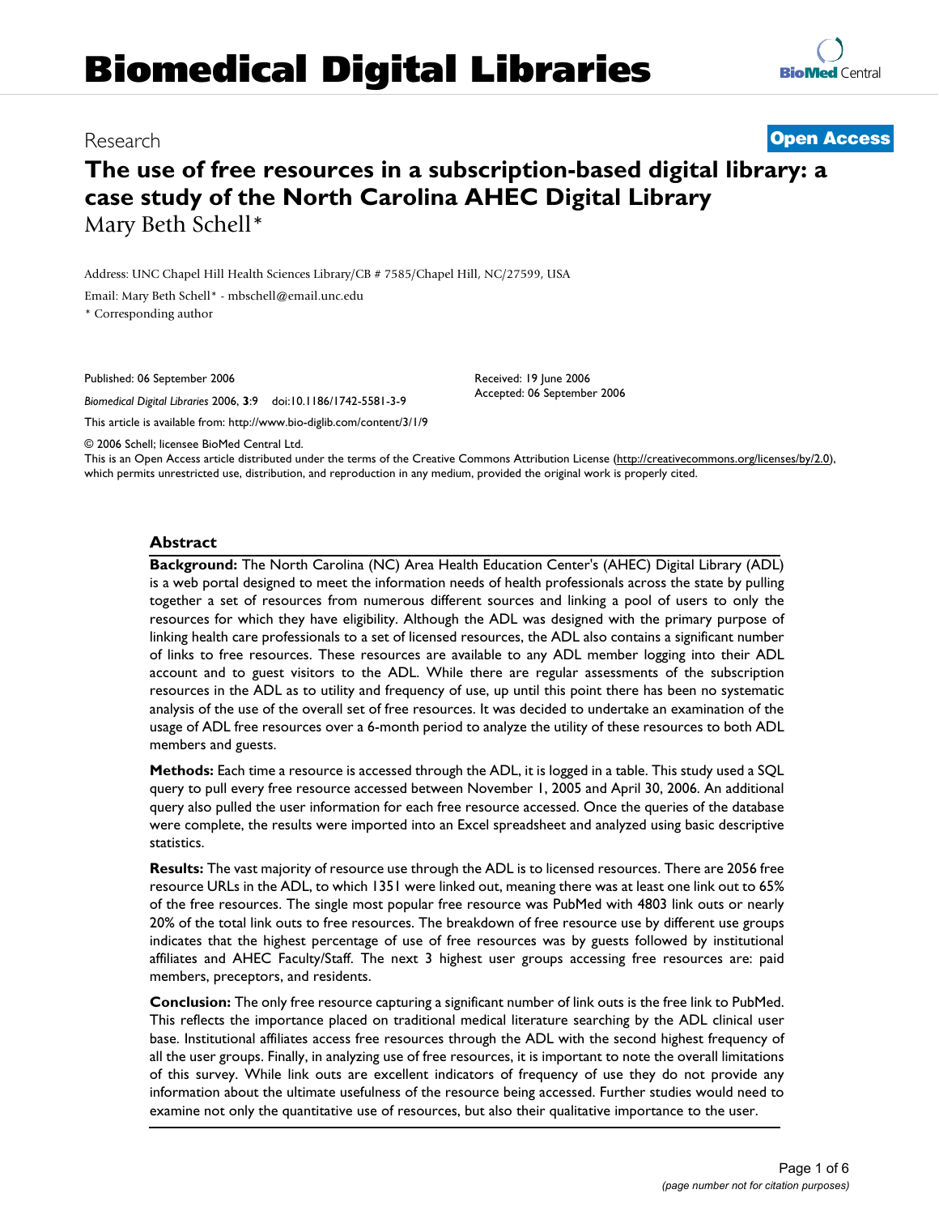# Biomedical Digital Libraries

Research

**Open Access**

# The use of free resources in a subscription-based digital library: a case study of the North Carolina AHEC Digital Library

Mary Beth Schell*

Address: UNC Chapel Hill Health Sciences Library/CB # 7585/Chapel Hill, NC/27599, USA

Email: Mary Beth Schell* - mbschell@email.unc.edu

\* Corresponding author

Published: 06 September 2006

*Biomedical Digital Libraries* 2006, **3**:9 doi:10.1186/1742-5581-3-9

Received: 19 June 2006
Accepted: 06 September 2006

This article is available from: http://www.bio-diglib.com/content/3/1/9

© 2006 Schell; licensee BioMed Central Ltd.

This is an Open Access article distributed under the terms of the Creative Commons Attribution License (http://creativecommons.org/licenses/by/2.0), which permits unrestricted use, distribution, and reproduction in any medium, provided the original work is properly cited.

## Abstract

**Background:** The North Carolina (NC) Area Health Education Center's (AHEC) Digital Library (ADL) is a web portal designed to meet the information needs of health professionals across the state by pulling together a set of resources from numerous different sources and linking a pool of users to only the resources for which they have eligibility. Although the ADL was designed with the primary purpose of linking health care professionals to a set of licensed resources, the ADL also contains a significant number of links to free resources. These resources are available to any ADL member logging into their ADL account and to guest visitors to the ADL. While there are regular assessments of the subscription resources in the ADL as to utility and frequency of use, up until this point there has been no systematic analysis of the use of the overall set of free resources. It was decided to undertake an examination of the usage of ADL free resources over a 6-month period to analyze the utility of these resources to both ADL members and guests.

**Methods:** Each time a resource is accessed through the ADL, it is logged in a table. This study used a SQL query to pull every free resource accessed between November 1, 2005 and April 30, 2006. An additional query also pulled the user information for each free resource accessed. Once the queries of the database were complete, the results were imported into an Excel spreadsheet and analyzed using basic descriptive statistics.

**Results:** The vast majority of resource use through the ADL is to licensed resources. There are 2056 free resource URLs in the ADL, to which 1351 were linked out, meaning there was at least one link out to 65% of the free resources. The single most popular free resource was PubMed with 4803 link outs or nearly 20% of the total link outs to free resources. The breakdown of free resource use by different use groups indicates that the highest percentage of use of free resources was by guests followed by institutional affiliates and AHEC Faculty/Staff. The next 3 highest user groups accessing free resources are: paid members, preceptors, and residents.

**Conclusion:** The only free resource capturing a significant number of link outs is the free link to PubMed. This reflects the importance placed on traditional medical literature searching by the ADL clinical user base. Institutional affiliates access free resources through the ADL with the second highest frequency of all the user groups. Finally, in analyzing use of free resources, it is important to note the overall limitations of this survey. While link outs are excellent indicators of frequency of use they do not provide any information about the ultimate usefulness of the resource being accessed. Further studies would need to examine not only the quantitative use of resources, but also their qualitative importance to the user.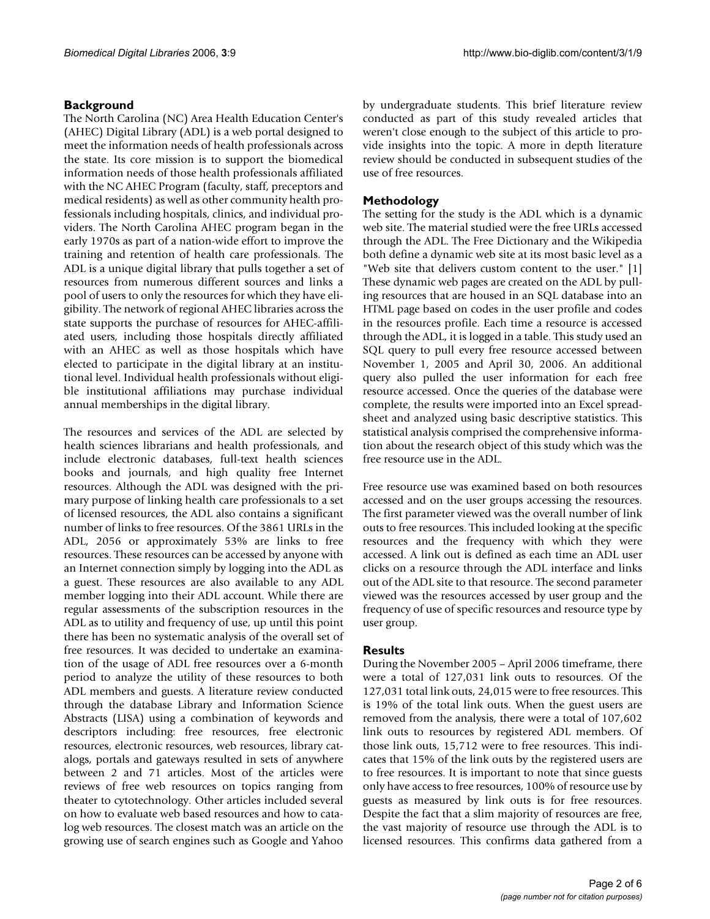## Background

The North Carolina (NC) Area Health Education Center's (AHEC) Digital Library (ADL) is a web portal designed to meet the information needs of health professionals across the state. Its core mission is to support the biomedical information needs of those health professionals affiliated with the NC AHEC Program (faculty, staff, preceptors and medical residents) as well as other community health professionals including hospitals, clinics, and individual providers. The North Carolina AHEC program began in the early 1970s as part of a nation-wide effort to improve the training and retention of health care professionals. The ADL is a unique digital library that pulls together a set of resources from numerous different sources and links a pool of users to only the resources for which they have eligibility. The network of regional AHEC libraries across the state supports the purchase of resources for AHEC-affiliated users, including those hospitals directly affiliated with an AHEC as well as those hospitals which have elected to participate in the digital library at an institutional level. Individual health professionals without eligible institutional affiliations may purchase individual annual memberships in the digital library.

The resources and services of the ADL are selected by health sciences librarians and health professionals, and include electronic databases, full-text health sciences books and journals, and high quality free Internet resources. Although the ADL was designed with the primary purpose of linking health care professionals to a set of licensed resources, the ADL also contains a significant number of links to free resources. Of the 3861 URLs in the ADL, 2056 or approximately 53% are links to free resources. These resources can be accessed by anyone with an Internet connection simply by logging into the ADL as a guest. These resources are also available to any ADL member logging into their ADL account. While there are regular assessments of the subscription resources in the ADL as to utility and frequency of use, up until this point there has been no systematic analysis of the overall set of free resources. It was decided to undertake an examination of the usage of ADL free resources over a 6-month period to analyze the utility of these resources to both ADL members and guests. A literature review conducted through the database Library and Information Science Abstracts (LISA) using a combination of keywords and descriptors including: free resources, free electronic resources, electronic resources, web resources, library catalogs, portals and gateways resulted in sets of anywhere between 2 and 71 articles. Most of the articles were reviews of free web resources on topics ranging from theater to cytotechnology. Other articles included several on how to evaluate web based resources and how to catalog web resources. The closest match was an article on the growing use of search engines such as Google and Yahoo by undergraduate students. This brief literature review conducted as part of this study revealed articles that weren't close enough to the subject of this article to provide insights into the topic. A more in depth literature review should be conducted in subsequent studies of the use of free resources.

## Methodology

The setting for the study is the ADL which is a dynamic web site. The material studied were the free URLs accessed through the ADL. The Free Dictionary and the Wikipedia both define a dynamic web site at its most basic level as a "Web site that delivers custom content to the user." [1] These dynamic web pages are created on the ADL by pulling resources that are housed in an SQL database into an HTML page based on codes in the user profile and codes in the resources profile. Each time a resource is accessed through the ADL, it is logged in a table. This study used an SQL query to pull every free resource accessed between November 1, 2005 and April 30, 2006. An additional query also pulled the user information for each free resource accessed. Once the queries of the database were complete, the results were imported into an Excel spreadsheet and analyzed using basic descriptive statistics. This statistical analysis comprised the comprehensive information about the research object of this study which was the free resource use in the ADL.

Free resource use was examined based on both resources accessed and on the user groups accessing the resources. The first parameter viewed was the overall number of link outs to free resources. This included looking at the specific resources and the frequency with which they were accessed. A link out is defined as each time an ADL user clicks on a resource through the ADL interface and links out of the ADL site to that resource. The second parameter viewed was the resources accessed by user group and the frequency of use of specific resources and resource type by user group.

## Results

During the November 2005 – April 2006 timeframe, there were a total of 127,031 link outs to resources. Of the 127,031 total link outs, 24,015 were to free resources. This is 19% of the total link outs. When the guest users are removed from the analysis, there were a total of 107,602 link outs to resources by registered ADL members. Of those link outs, 15,712 were to free resources. This indicates that 15% of the link outs by the registered users are to free resources. It is important to note that since guests only have access to free resources, 100% of resource use by guests as measured by link outs is for free resources. Despite the fact that a slim majority of resources are free, the vast majority of resource use through the ADL is to licensed resources. This confirms data gathered from a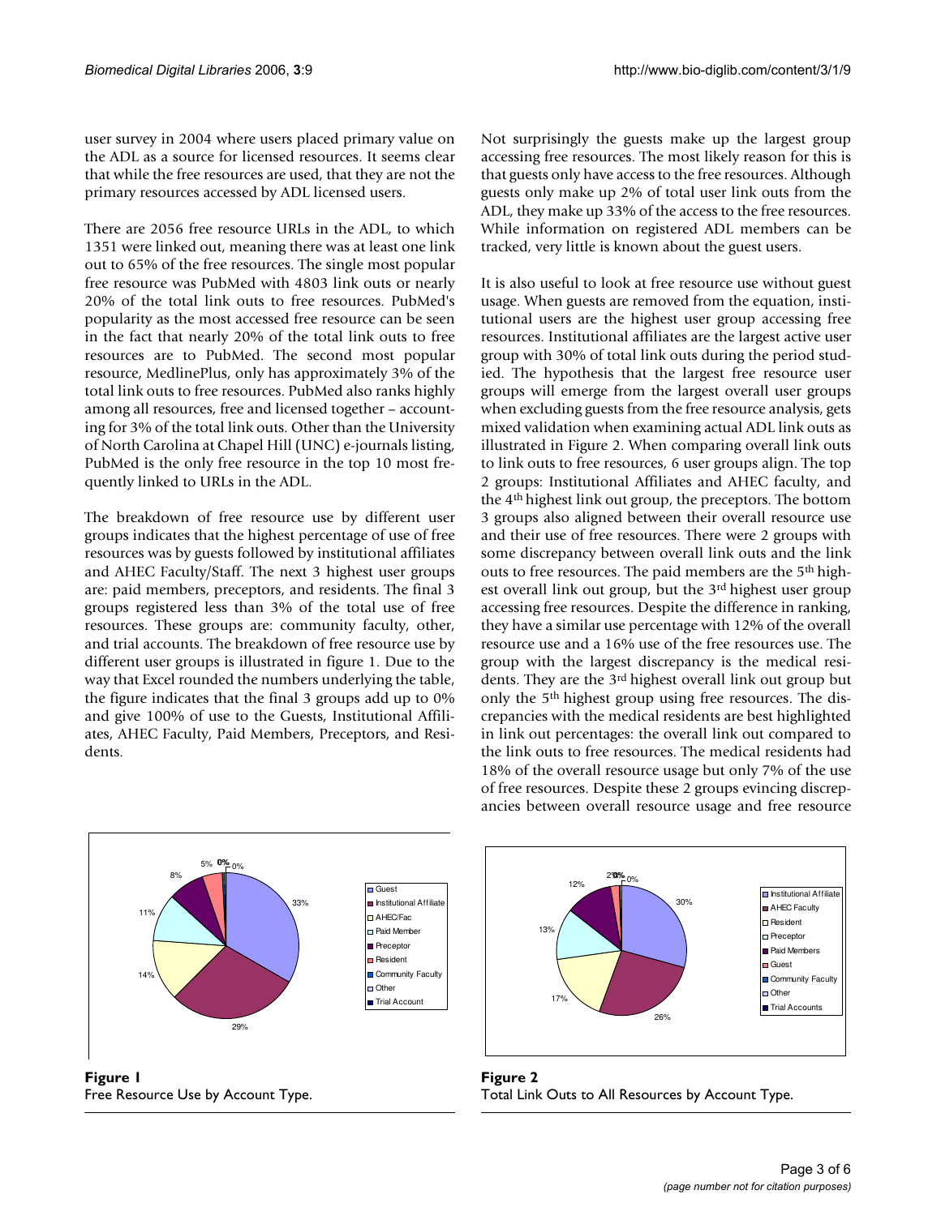user survey in 2004 where users placed primary value on the ADL as a source for licensed resources. It seems clear that while the free resources are used, that they are not the primary resources accessed by ADL licensed users.

There are 2056 free resource URLs in the ADL, to which 1351 were linked out, meaning there was at least one link out to 65% of the free resources. The single most popular free resource was PubMed with 4803 link outs or nearly 20% of the total link outs to free resources. PubMed's popularity as the most accessed free resource can be seen in the fact that nearly 20% of the total link outs to free resources are to PubMed. The second most popular resource, MedlinePlus, only has approximately 3% of the total link outs to free resources. PubMed also ranks highly among all resources, free and licensed together – accounting for 3% of the total link outs. Other than the University of North Carolina at Chapel Hill (UNC) e-journals listing, PubMed is the only free resource in the top 10 most frequently linked to URLs in the ADL.

The breakdown of free resource use by different user groups indicates that the highest percentage of use of free resources was by guests followed by institutional affiliates and AHEC Faculty/Staff. The next 3 highest user groups are: paid members, preceptors, and residents. The final 3 groups registered less than 3% of the total use of free resources. These groups are: community faculty, other, and trial accounts. The breakdown of free resource use by different user groups is illustrated in figure 1. Due to the way that Excel rounded the numbers underlying the table, the figure indicates that the final 3 groups add up to 0% and give 100% of use to the Guests, Institutional Affiliates, AHEC Faculty, Paid Members, Preceptors, and Residents.

Not surprisingly the guests make up the largest group accessing free resources. The most likely reason for this is that guests only have access to the free resources. Although guests only make up 2% of total user link outs from the ADL, they make up 33% of the access to the free resources. While information on registered ADL members can be tracked, very little is known about the guest users.

It is also useful to look at free resource use without guest usage. When guests are removed from the equation, institutional users are the highest user group accessing free resources. Institutional affiliates are the largest active user group with 30% of total link outs during the period studied. The hypothesis that the largest free resource user groups will emerge from the largest overall user groups when excluding guests from the free resource analysis, gets mixed validation when examining actual ADL link outs as illustrated in Figure 2. When comparing overall link outs to link outs to free resources, 6 user groups align. The top 2 groups: Institutional Affiliates and AHEC faculty, and the 4th highest link out group, the preceptors. The bottom 3 groups also aligned between their overall resource use and their use of free resources. There were 2 groups with some discrepancy between overall link outs and the link outs to free resources. The paid members are the 5th highest overall link out group, but the 3rd highest user group accessing free resources. Despite the difference in ranking, they have a similar use percentage with 12% of the overall resource use and a 16% use of the free resources use. The group with the largest discrepancy is the medical residents. They are the 3rd highest overall link out group but only the 5th highest group using free resources. The discrepancies with the medical residents are best highlighted in link out percentages: the overall link out compared to the link outs to free resources. The medical residents had 18% of the overall resource usage but only 7% of the use of free resources. Despite these 2 groups evincing discrepancies between overall resource usage and free resource

**Figure 1**
Free Resource Use by Account Type.

**Figure 2**
Total Link Outs to All Resources by Account Type.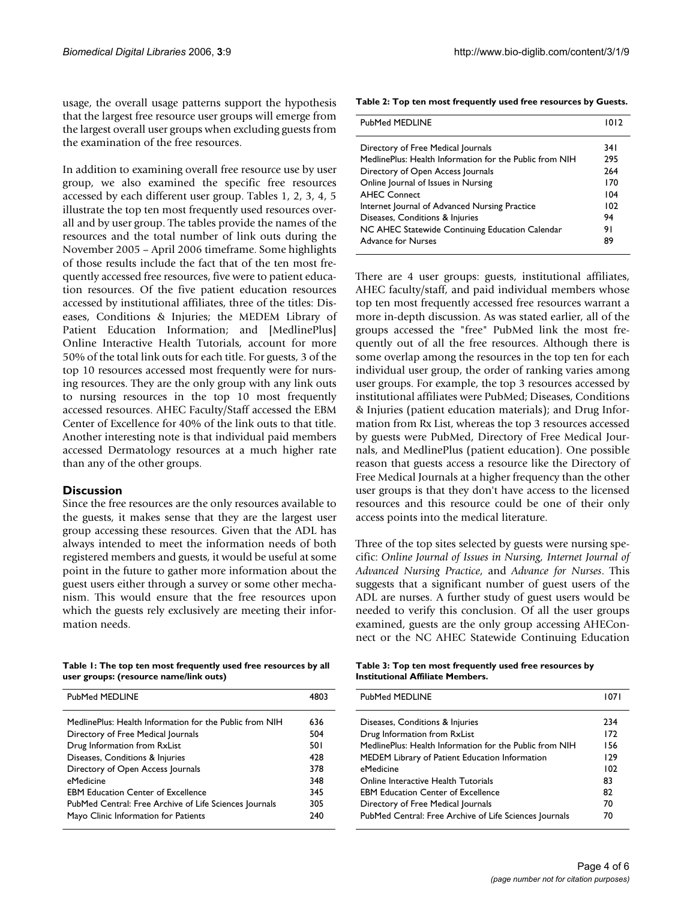usage, the overall usage patterns support the hypothesis that the largest free resource user groups will emerge from the largest overall user groups when excluding guests from the examination of the free resources.

In addition to examining overall free resource use by user group, we also examined the specific free resources accessed by each different user group. Tables 1, 2, 3, 4, 5 illustrate the top ten most frequently used resources overall and by user group. The tables provide the names of the resources and the total number of link outs during the November 2005 – April 2006 timeframe. Some highlights of those results include the fact that of the ten most frequently accessed free resources, five were to patient education resources. Of the five patient education resources accessed by institutional affiliates, three of the titles: Diseases, Conditions & Injuries; the MEDEM Library of Patient Education Information; and [MedlinePlus] Online Interactive Health Tutorials, account for more 50% of the total link outs for each title. For guests, 3 of the top 10 resources accessed most frequently were for nursing resources. They are the only group with any link outs to nursing resources in the top 10 most frequently accessed resources. AHEC Faculty/Staff accessed the EBM Center of Excellence for 40% of the link outs to that title. Another interesting note is that individual paid members accessed Dermatology resources at a much higher rate than any of the other groups.

## Discussion

Since the free resources are the only resources available to the guests, it makes sense that they are the largest user group accessing these resources. Given that the ADL has always intended to meet the information needs of both registered members and guests, it would be useful at some point in the future to gather more information about the guest users either through a survey or some other mechanism. This would ensure that the free resources upon which the guests rely exclusively are meeting their information needs.

**Table 1: The top ten most frequently used free resources by all user groups: (resource name/link outs)**

| PubMed MEDLINE | 4803 |
|---|---|
| MedlinePlus: Health Information for the Public from NIH | 636 |
| Directory of Free Medical Journals | 504 |
| Drug Information from RxList | 501 |
| Diseases, Conditions & Injuries | 428 |
| Directory of Open Access Journals | 378 |
| eMedicine | 348 |
| EBM Education Center of Excellence | 345 |
| PubMed Central: Free Archive of Life Sciences Journals | 305 |
| Mayo Clinic Information for Patients | 240 |

**Table 2: Top ten most frequently used free resources by Guests.**

| PubMed MEDLINE | 1012 |
|---|---|
| Directory of Free Medical Journals | 341 |
| MedlinePlus: Health Information for the Public from NIH | 295 |
| Directory of Open Access Journals | 264 |
| Online Journal of Issues in Nursing | 170 |
| AHEC Connect | 104 |
| Internet Journal of Advanced Nursing Practice | 102 |
| Diseases, Conditions & Injuries | 94 |
| NC AHEC Statewide Continuing Education Calendar | 91 |
| Advance for Nurses | 89 |

There are 4 user groups: guests, institutional affiliates, AHEC faculty/staff, and paid individual members whose top ten most frequently accessed free resources warrant a more in-depth discussion. As was stated earlier, all of the groups accessed the "free" PubMed link the most frequently out of all the free resources. Although there is some overlap among the resources in the top ten for each individual user group, the order of ranking varies among user groups. For example, the top 3 resources accessed by institutional affiliates were PubMed; Diseases, Conditions & Injuries (patient education materials); and Drug Information from Rx List, whereas the top 3 resources accessed by guests were PubMed, Directory of Free Medical Journals, and MedlinePlus (patient education). One possible reason that guests access a resource like the Directory of Free Medical Journals at a higher frequency than the other user groups is that they don't have access to the licensed resources and this resource could be one of their only access points into the medical literature.

Three of the top sites selected by guests were nursing specific: *Online Journal of Issues in Nursing, Internet Journal of Advanced Nursing Practice*, and *Advance for Nurses*. This suggests that a significant number of guest users of the ADL are nurses. A further study of guest users would be needed to verify this conclusion. Of all the user groups examined, guests are the only group accessing AHEConnect or the NC AHEC Statewide Continuing Education

**Table 3: Top ten most frequently used free resources by Institutional Affiliate Members.**

| PubMed MEDLINE | 1071 |
|---|---|
| Diseases, Conditions & Injuries | 234 |
| Drug Information from RxList | 172 |
| MedlinePlus: Health Information for the Public from NIH | 156 |
| MEDEM Library of Patient Education Information | 129 |
| eMedicine | 102 |
| Online Interactive Health Tutorials | 83 |
| EBM Education Center of Excellence | 82 |
| Directory of Free Medical Journals | 70 |
| PubMed Central: Free Archive of Life Sciences Journals | 70 |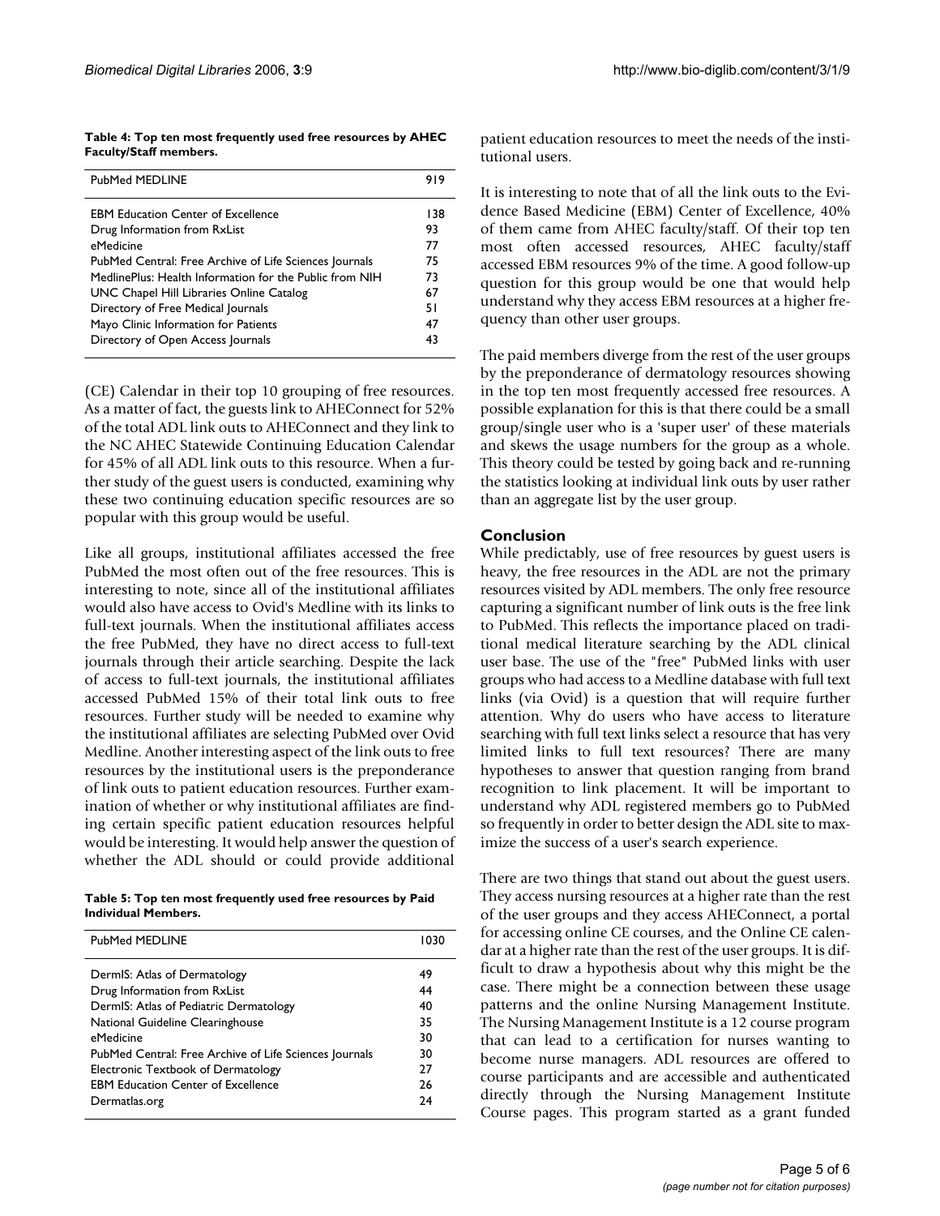**Table 4: Top ten most frequently used free resources by AHEC Faculty/Staff members.**

| Resource | Count |
| --- | --- |
| PubMed MEDLINE | 919 |
| EBM Education Center of Excellence | 138 |
| Drug Information from RxList | 93 |
| eMedicine | 77 |
| PubMed Central: Free Archive of Life Sciences Journals | 75 |
| MedlinePlus: Health Information for the Public from NIH | 73 |
| UNC Chapel Hill Libraries Online Catalog | 67 |
| Directory of Free Medical Journals | 51 |
| Mayo Clinic Information for Patients | 47 |
| Directory of Open Access Journals | 43 |

(CE) Calendar in their top 10 grouping of free resources. As a matter of fact, the guests link to AHEConnect for 52% of the total ADL link outs to AHEConnect and they link to the NC AHEC Statewide Continuing Education Calendar for 45% of all ADL link outs to this resource. When a further study of the guest users is conducted, examining why these two continuing education specific resources are so popular with this group would be useful.

Like all groups, institutional affiliates accessed the free PubMed the most often out of the free resources. This is interesting to note, since all of the institutional affiliates would also have access to Ovid's Medline with its links to full-text journals. When the institutional affiliates access the free PubMed, they have no direct access to full-text journals through their article searching. Despite the lack of access to full-text journals, the institutional affiliates accessed PubMed 15% of their total link outs to free resources. Further study will be needed to examine why the institutional affiliates are selecting PubMed over Ovid Medline. Another interesting aspect of the link outs to free resources by the institutional users is the preponderance of link outs to patient education resources. Further examination of whether or why institutional affiliates are finding certain specific patient education resources helpful would be interesting. It would help answer the question of whether the ADL should or could provide additional patient education resources to meet the needs of the institutional users.

**Table 5: Top ten most frequently used free resources by Paid Individual Members.**

| Resource | Count |
| --- | --- |
| PubMed MEDLINE | 1030 |
| DermIS: Atlas of Dermatology | 49 |
| Drug Information from RxList | 44 |
| DermIS: Atlas of Pediatric Dermatology | 40 |
| National Guideline Clearinghouse | 35 |
| eMedicine | 30 |
| PubMed Central: Free Archive of Life Sciences Journals | 30 |
| Electronic Textbook of Dermatology | 27 |
| EBM Education Center of Excellence | 26 |
| Dermatlas.org | 24 |

It is interesting to note that of all the link outs to the Evidence Based Medicine (EBM) Center of Excellence, 40% of them came from AHEC faculty/staff. Of their top ten most often accessed resources, AHEC faculty/staff accessed EBM resources 9% of the time. A good follow-up question for this group would be one that would help understand why they access EBM resources at a higher frequency than other user groups.

The paid members diverge from the rest of the user groups by the preponderance of dermatology resources showing in the top ten most frequently accessed free resources. A possible explanation for this is that there could be a small group/single user who is a 'super user' of these materials and skews the usage numbers for the group as a whole. This theory could be tested by going back and re-running the statistics looking at individual link outs by user rather than an aggregate list by the user group.

## Conclusion

While predictably, use of free resources by guest users is heavy, the free resources in the ADL are not the primary resources visited by ADL members. The only free resource capturing a significant number of link outs is the free link to PubMed. This reflects the importance placed on traditional medical literature searching by the ADL clinical user base. The use of the "free" PubMed links with user groups who had access to a Medline database with full text links (via Ovid) is a question that will require further attention. Why do users who have access to literature searching with full text links select a resource that has very limited links to full text resources? There are many hypotheses to answer that question ranging from brand recognition to link placement. It will be important to understand why ADL registered members go to PubMed so frequently in order to better design the ADL site to maximize the success of a user's search experience.

There are two things that stand out about the guest users. They access nursing resources at a higher rate than the rest of the user groups and they access AHEConnect, a portal for accessing online CE courses, and the Online CE calendar at a higher rate than the rest of the user groups. It is difficult to draw a hypothesis about why this might be the case. There might be a connection between these usage patterns and the online Nursing Management Institute. The Nursing Management Institute is a 12 course program that can lead to a certification for nurses wanting to become nurse managers. ADL resources are offered to course participants and are accessible and authenticated directly through the Nursing Management Institute Course pages. This program started as a grant funded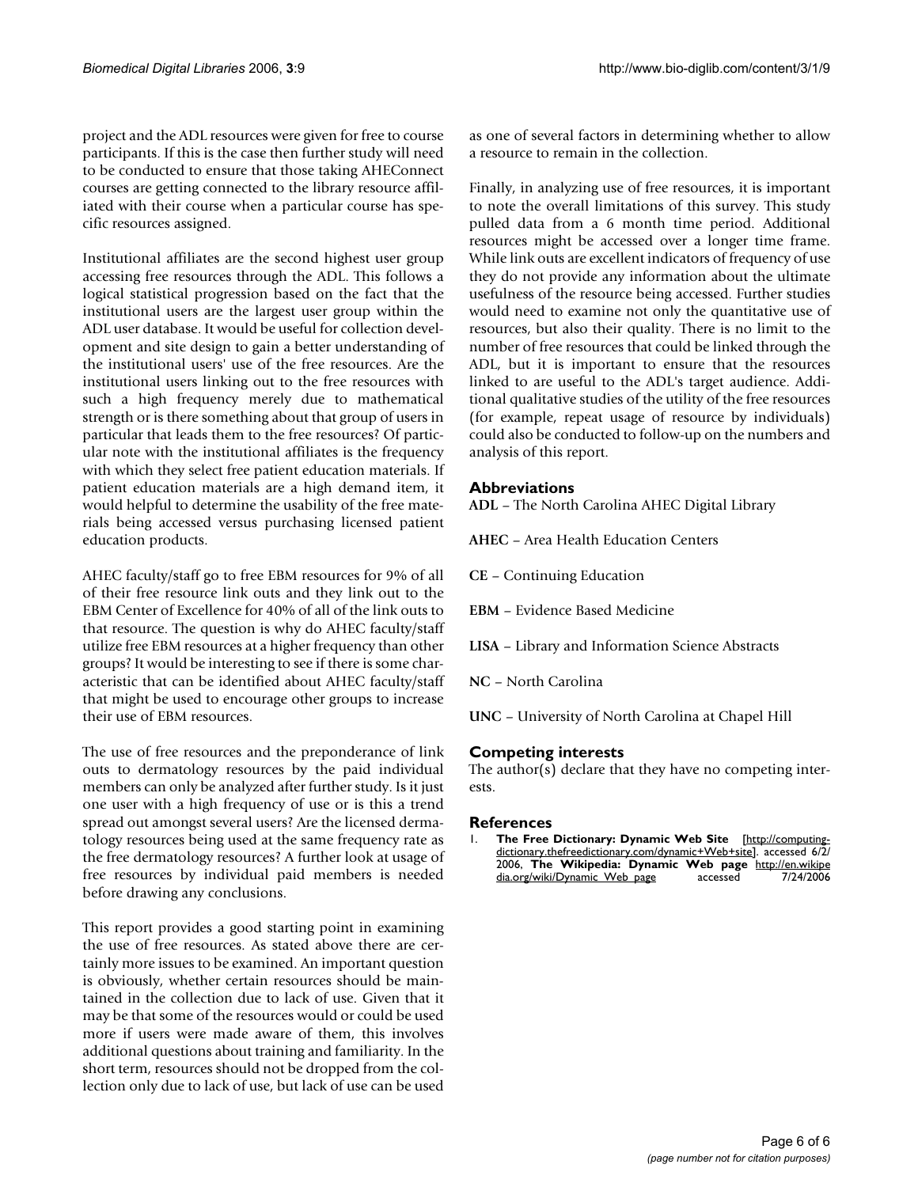project and the ADL resources were given for free to course participants. If this is the case then further study will need to be conducted to ensure that those taking AHEConnect courses are getting connected to the library resource affiliated with their course when a particular course has specific resources assigned.

Institutional affiliates are the second highest user group accessing free resources through the ADL. This follows a logical statistical progression based on the fact that the institutional users are the largest user group within the ADL user database. It would be useful for collection development and site design to gain a better understanding of the institutional users' use of the free resources. Are the institutional users linking out to the free resources with such a high frequency merely due to mathematical strength or is there something about that group of users in particular that leads them to the free resources? Of particular note with the institutional affiliates is the frequency with which they select free patient education materials. If patient education materials are a high demand item, it would helpful to determine the usability of the free materials being accessed versus purchasing licensed patient education products.

AHEC faculty/staff go to free EBM resources for 9% of all of their free resource link outs and they link out to the EBM Center of Excellence for 40% of all of the link outs to that resource. The question is why do AHEC faculty/staff utilize free EBM resources at a higher frequency than other groups? It would be interesting to see if there is some characteristic that can be identified about AHEC faculty/staff that might be used to encourage other groups to increase their use of EBM resources.

The use of free resources and the preponderance of link outs to dermatology resources by the paid individual members can only be analyzed after further study. Is it just one user with a high frequency of use or is this a trend spread out amongst several users? Are the licensed dermatology resources being used at the same frequency rate as the free dermatology resources? A further look at usage of free resources by individual paid members is needed before drawing any conclusions.

This report provides a good starting point in examining the use of free resources. As stated above there are certainly more issues to be examined. An important question is obviously, whether certain resources should be maintained in the collection due to lack of use. Given that it may be that some of the resources would or could be used more if users were made aware of them, this involves additional questions about training and familiarity. In the short term, resources should not be dropped from the collection only due to lack of use, but lack of use can be used as one of several factors in determining whether to allow a resource to remain in the collection.

Finally, in analyzing use of free resources, it is important to note the overall limitations of this survey. This study pulled data from a 6 month time period. Additional resources might be accessed over a longer time frame. While link outs are excellent indicators of frequency of use they do not provide any information about the ultimate usefulness of the resource being accessed. Further studies would need to examine not only the quantitative use of resources, but also their quality. There is no limit to the number of free resources that could be linked through the ADL, but it is important to ensure that the resources linked to are useful to the ADL's target audience. Additional qualitative studies of the utility of the free resources (for example, repeat usage of resource by individuals) could also be conducted to follow-up on the numbers and analysis of this report.

## Abbreviations

**ADL** – The North Carolina AHEC Digital Library

**AHEC** – Area Health Education Centers

**CE** – Continuing Education

**EBM** – Evidence Based Medicine

**LISA** – Library and Information Science Abstracts

**NC** – North Carolina

**UNC** – University of North Carolina at Chapel Hill

## Competing interests

The author(s) declare that they have no competing interests.

## References

1. **The Free Dictionary: Dynamic Web Site** [http://computing-dictionary.thefreedictionary.com/dynamic+Web+site]. accessed 6/2/2006, **The Wikipedia: Dynamic Web page** http://en.wikipedia.org/wiki/Dynamic_Web_page accessed 7/24/2006